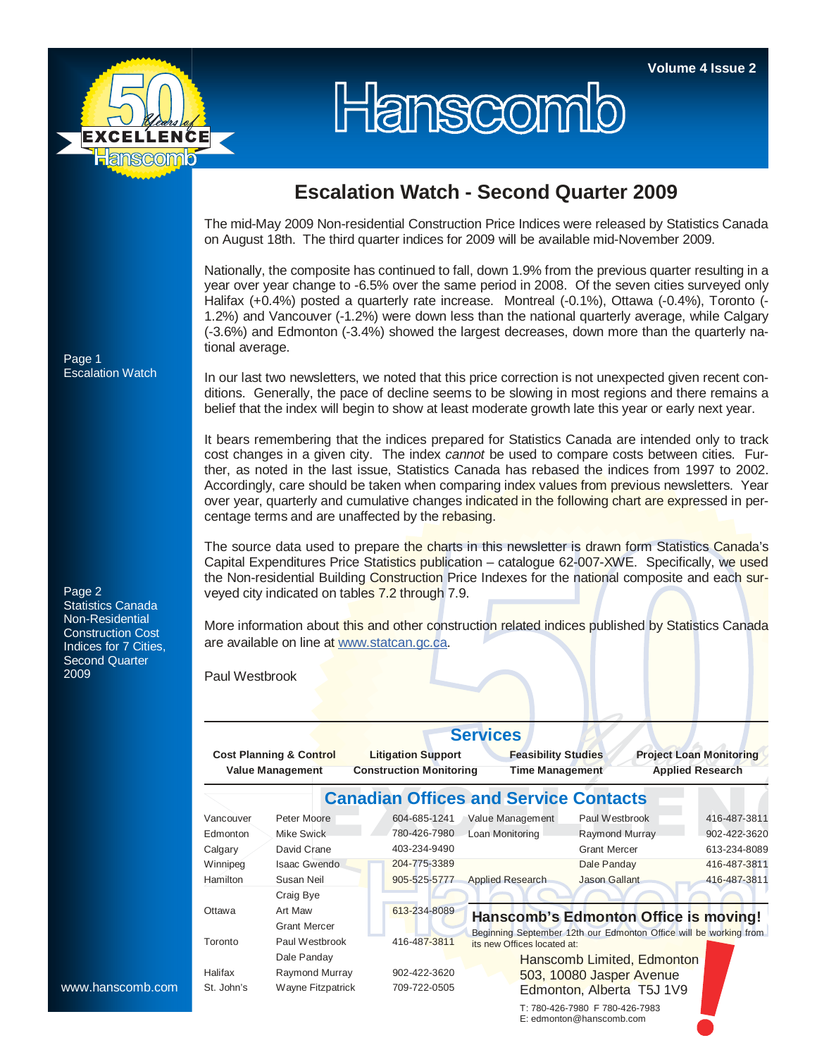# Hanscomb

Volume 4 Issue 2

Page 1
Escalation Watch

Page 2
Statistics Canada Non-Residential Construction Cost Indices for 7 Cities, Second Quarter 2009

www.hanscomb.com

## Escalation Watch - Second Quarter 2009

The mid-May 2009 Non-residential Construction Price Indices were released by Statistics Canada on August 18th. The third quarter indices for 2009 will be available mid-November 2009.

Nationally, the composite has continued to fall, down 1.9% from the previous quarter resulting in a year over year change to -6.5% over the same period in 2008. Of the seven cities surveyed only Halifax (+0.4%) posted a quarterly rate increase. Montreal (-0.1%), Ottawa (-0.4%), Toronto (-1.2%) and Vancouver (-1.2%) were down less than the national quarterly average, while Calgary (-3.6%) and Edmonton (-3.4%) showed the largest decreases, down more than the quarterly national average.

In our last two newsletters, we noted that this price correction is not unexpected given recent conditions. Generally, the pace of decline seems to be slowing in most regions and there remains a belief that the index will begin to show at least moderate growth late this year or early next year.

It bears remembering that the indices prepared for Statistics Canada are intended only to track cost changes in a given city. The index *cannot* be used to compare costs between cities. Further, as noted in the last issue, Statistics Canada has rebased the indices from 1997 to 2002. Accordingly, care should be taken when comparing index values from previous newsletters. Year over year, quarterly and cumulative changes indicated in the following chart are expressed in percentage terms and are unaffected by the rebasing.

The source data used to prepare the charts in this newsletter is drawn form Statistics Canada's Capital Expenditures Price Statistics publication – catalogue 62-007-XWE. Specifically, we used the Non-residential Building Construction Price Indexes for the national composite and each surveyed city indicated on tables 7.2 through 7.9.

More information about this and other construction related indices published by Statistics Canada are available on line at www.statcan.gc.ca.

Paul Westbrook

## Services

| | | | |
|---|---|---|---|
| **Cost Planning & Control** | **Litigation Support** | **Feasibility Studies** | **Project Loan Monitoring** |
| **Value Management** | **Construction Monitoring** | **Time Management** | **Applied Research** |

## Canadian Offices and Service Contacts

| City | Contact | Phone |
|---|---|---|
| Vancouver | Peter Moore | 604-685-1241 |
| Edmonton | Mike Swick | 780-426-7980 |
| Calgary | David Crane | 403-234-9490 |
| Winnipeg | Isaac Gwendo | 204-775-3389 |
| Hamilton | Susan Neil | 905-525-5777 |
| | Craig Bye | |
| Ottawa | Art Maw | 613-234-8089 |
| | Grant Mercer | |
| Toronto | Paul Westbrook | 416-487-3811 |
| | Dale Panday | |
| Halifax | Raymond Murray | 902-422-3620 |
| St. John's | Wayne Fitzpatrick | 709-722-0505 |

| Service | Contact | Phone |
|---|---|---|
| Value Management | Paul Westbrook | 416-487-3811 |
| Loan Monitoring | Raymond Murray | 902-422-3620 |
| | Grant Mercer | 613-234-8089 |
| | Dale Panday | 416-487-3811 |
| Applied Research | Jason Gallant | 416-487-3811 |

### Hanscomb's Edmonton Office is moving!

Beginning September 12th our Edmonton Office will be working from its new Offices located at:

Hanscomb Limited, Edmonton
503, 10080 Jasper Avenue
Edmonton, Alberta T5J 1V9

T: 780-426-7980 F 780-426-7983
E: edmonton@hanscomb.com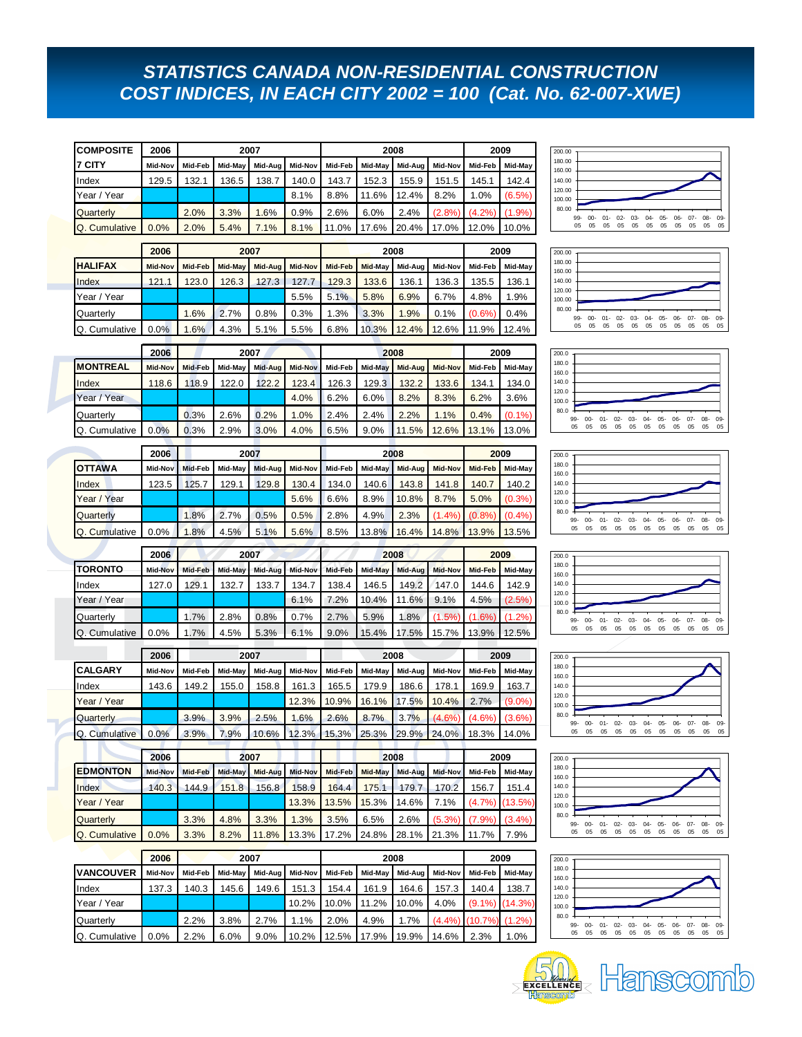# STATISTICS CANADA NON-RESIDENTIAL CONSTRUCTION COST INDICES, IN EACH CITY 2002 = 100 (Cat. No. 62-007-XWE)

| COMPOSITE | 2006 | 2007 | | | | 2008 | | | | 2009 | |
|---|---|---|---|---|---|---|---|---|---|---|---|
| 7 CITY | Mid-Nov | Mid-Feb | Mid-May | Mid-Aug | Mid-Nov | Mid-Feb | Mid-May | Mid-Aug | Mid-Nov | Mid-Feb | Mid-May |
| Index | 129.5 | 132.1 | 136.5 | 138.7 | 140.0 | 143.7 | 152.3 | 155.9 | 151.5 | 145.1 | 142.4 |
| Year / Year | | | | | 8.1% | 8.8% | 11.6% | 12.4% | 8.2% | 1.0% | (6.5%) |
| Quarterly | | 2.0% | 3.3% | 1.6% | 0.9% | 2.6% | 6.0% | 2.4% | (2.8%) | (4.2%) | (1.9%) |
| Q. Cumulative | 0.0% | 2.0% | 5.4% | 7.1% | 8.1% | 11.0% | 17.6% | 20.4% | 17.0% | 12.0% | 10.0% |

200.00
180.00
160.00
140.00
120.00
100.00
80.00
99-05 00-05 01-05 02-05 03-05 04-05 05-05 06-05 07-05 08-05 09-05

| HALIFAX | 2006 | 2007 | | | | 2008 | | | | 2009 | |
|---|---|---|---|---|---|---|---|---|---|---|---|
| | Mid-Nov | Mid-Feb | Mid-May | Mid-Aug | Mid-Nov | Mid-Feb | Mid-May | Mid-Aug | Mid-Nov | Mid-Feb | Mid-May |
| Index | 121.1 | 123.0 | 126.3 | 127.3 | 127.7 | 129.3 | 133.6 | 136.1 | 136.3 | 135.5 | 136.1 |
| Year / Year | | | | | 5.5% | 5.1% | 5.8% | 6.9% | 6.7% | 4.8% | 1.9% |
| Quarterly | | 1.6% | 2.7% | 0.8% | 0.3% | 1.3% | 3.3% | 1.9% | 0.1% | (0.6%) | 0.4% |
| Q. Cumulative | 0.0% | 1.6% | 4.3% | 5.1% | 5.5% | 6.8% | 10.3% | 12.4% | 12.6% | 11.9% | 12.4% |

200.00
180.00
160.00
140.00
120.00
100.00
80.00
99-05 00-05 01-05 02-05 03-05 04-05 05-05 06-05 07-05 08-05 09-05

| MONTREAL | 2006 | 2007 | | | | 2008 | | | | 2009 | |
|---|---|---|---|---|---|---|---|---|---|---|---|
| | Mid-Nov | Mid-Feb | Mid-May | Mid-Aug | Mid-Nov | Mid-Feb | Mid-May | Mid-Aug | Mid-Nov | Mid-Feb | Mid-May |
| Index | 118.6 | 118.9 | 122.0 | 122.2 | 123.4 | 126.3 | 129.3 | 132.2 | 133.6 | 134.1 | 134.0 |
| Year / Year | | | | | 4.0% | 6.2% | 6.0% | 8.2% | 8.3% | 6.2% | 3.6% |
| Quarterly | | 0.3% | 2.6% | 0.2% | 1.0% | 2.4% | 2.4% | 2.2% | 1.1% | 0.4% | (0.1%) |
| Q. Cumulative | 0.0% | 0.3% | 2.9% | 3.0% | 4.0% | 6.5% | 9.0% | 11.5% | 12.6% | 13.1% | 13.0% |

200.0
180.0
160.0
140.0
120.0
100.0
80.0
99-05 00-05 01-05 02-05 03-05 04-05 05-05 06-05 07-05 08-05 09-05

| OTTAWA | 2006 | 2007 | | | | 2008 | | | | 2009 | |
|---|---|---|---|---|---|---|---|---|---|---|---|
| | Mid-Nov | Mid-Feb | Mid-May | Mid-Aug | Mid-Nov | Mid-Feb | Mid-May | Mid-Aug | Mid-Nov | Mid-Feb | Mid-May |
| Index | 123.5 | 125.7 | 129.1 | 129.8 | 130.4 | 134.0 | 140.6 | 143.8 | 141.8 | 140.7 | 140.2 |
| Year / Year | | | | | 5.6% | 6.6% | 8.9% | 10.8% | 8.7% | 5.0% | (0.3%) |
| Quarterly | | 1.8% | 2.7% | 0.5% | 0.5% | 2.8% | 4.9% | 2.3% | (1.4%) | (0.8%) | (0.4%) |
| Q. Cumulative | 0.0% | 1.8% | 4.5% | 5.1% | 5.6% | 8.5% | 13.8% | 16.4% | 14.8% | 13.9% | 13.5% |

200.0
180.0
160.0
140.0
120.0
100.0
80.0
99-05 00-05 01-05 02-05 03-05 04-05 05-05 06-05 07-05 08-05 09-05

| TORONTO | 2006 | 2007 | | | | 2008 | | | | 2009 | |
|---|---|---|---|---|---|---|---|---|---|---|---|
| | Mid-Nov | Mid-Feb | Mid-May | Mid-Aug | Mid-Nov | Mid-Feb | Mid-May | Mid-Aug | Mid-Nov | Mid-Feb | Mid-May |
| Index | 127.0 | 129.1 | 132.7 | 133.7 | 134.7 | 138.4 | 146.5 | 149.2 | 147.0 | 144.6 | 142.9 |
| Year / Year | | | | | 6.1% | 7.2% | 10.4% | 11.6% | 9.1% | 4.5% | (2.5%) |
| Quarterly | | 1.7% | 2.8% | 0.8% | 0.7% | 2.7% | 5.9% | 1.8% | (1.5%) | (1.6%) | (1.2%) |
| Q. Cumulative | 0.0% | 1.7% | 4.5% | 5.3% | 6.1% | 9.0% | 15.4% | 17.5% | 15.7% | 13.9% | 12.5% |

200.0
180.0
160.0
140.0
120.0
100.0
80.0
99-05 00-05 01-05 02-05 03-05 04-05 05-05 06-05 07-05 08-05 09-05

| CALGARY | 2006 | 2007 | | | | 2008 | | | | 2009 | |
|---|---|---|---|---|---|---|---|---|---|---|---|
| | Mid-Nov | Mid-Feb | Mid-May | Mid-Aug | Mid-Nov | Mid-Feb | Mid-May | Mid-Aug | Mid-Nov | Mid-Feb | Mid-May |
| Index | 143.6 | 149.2 | 155.0 | 158.8 | 161.3 | 165.5 | 179.9 | 186.6 | 178.1 | 169.9 | 163.7 |
| Year / Year | | | | | 12.3% | 10.9% | 16.1% | 17.5% | 10.4% | 2.7% | (9.0%) |
| Quarterly | | 3.9% | 3.9% | 2.5% | 1.6% | 2.6% | 8.7% | 3.7% | (4.6%) | (4.6%) | (3.6%) |
| Q. Cumulative | 0.0% | 3.9% | 7.9% | 10.6% | 12.3% | 15.3% | 25.3% | 29.9% | 24.0% | 18.3% | 14.0% |

200.0
180.0
160.0
140.0
120.0
100.0
80.0
99-05 00-05 01-05 02-05 03-05 04-05 05-05 06-05 07-05 08-05 09-05

| EDMONTON | 2006 | 2007 | | | | 2008 | | | | 2009 | |
|---|---|---|---|---|---|---|---|---|---|---|---|
| | Mid-Nov | Mid-Feb | Mid-May | Mid-Aug | Mid-Nov | Mid-Feb | Mid-May | Mid-Aug | Mid-Nov | Mid-Feb | Mid-May |
| Index | 140.3 | 144.9 | 151.8 | 156.8 | 158.9 | 164.4 | 175.1 | 179.7 | 170.2 | 156.7 | 151.4 |
| Year / Year | | | | | 13.3% | 13.5% | 15.3% | 14.6% | 7.1% | (4.7%) | (13.5%) |
| Quarterly | | 3.3% | 4.8% | 3.3% | 1.3% | 3.5% | 6.5% | 2.6% | (5.3%) | (7.9%) | (3.4%) |
| Q. Cumulative | 0.0% | 3.3% | 8.2% | 11.8% | 13.3% | 17.2% | 24.8% | 28.1% | 21.3% | 11.7% | 7.9% |

200.0
180.0
160.0
140.0
120.0
100.0
80.0
99-05 00-05 01-05 02-05 03-05 04-05 05-05 06-05 07-05 08-05 09-05

| VANCOUVER | 2006 | 2007 | | | | 2008 | | | | 2009 | |
|---|---|---|---|---|---|---|---|---|---|---|---|
| | Mid-Nov | Mid-Feb | Mid-May | Mid-Aug | Mid-Nov | Mid-Feb | Mid-May | Mid-Aug | Mid-Nov | Mid-Feb | Mid-May |
| Index | 137.3 | 140.3 | 145.6 | 149.6 | 151.3 | 154.4 | 161.9 | 164.6 | 157.3 | 140.4 | 138.7 |
| Year / Year | | | | | 10.2% | 10.0% | 11.2% | 10.0% | 4.0% | (9.1%) | (14.3%) |
| Quarterly | | 2.2% | 3.8% | 2.7% | 1.1% | 2.0% | 4.9% | 1.7% | (4.4%) | (10.7%) | (1.2%) |
| Q. Cumulative | 0.0% | 2.2% | 6.0% | 9.0% | 10.2% | 12.5% | 17.9% | 19.9% | 14.6% | 2.3% | 1.0% |

200.0
180.0
160.0
140.0
120.0
100.0
80.0
99-05 00-05 01-05 02-05 03-05 04-05 05-05 06-05 07-05 08-05 09-05

50 Years of EXCELLENCE Hanscomb

Hanscomb